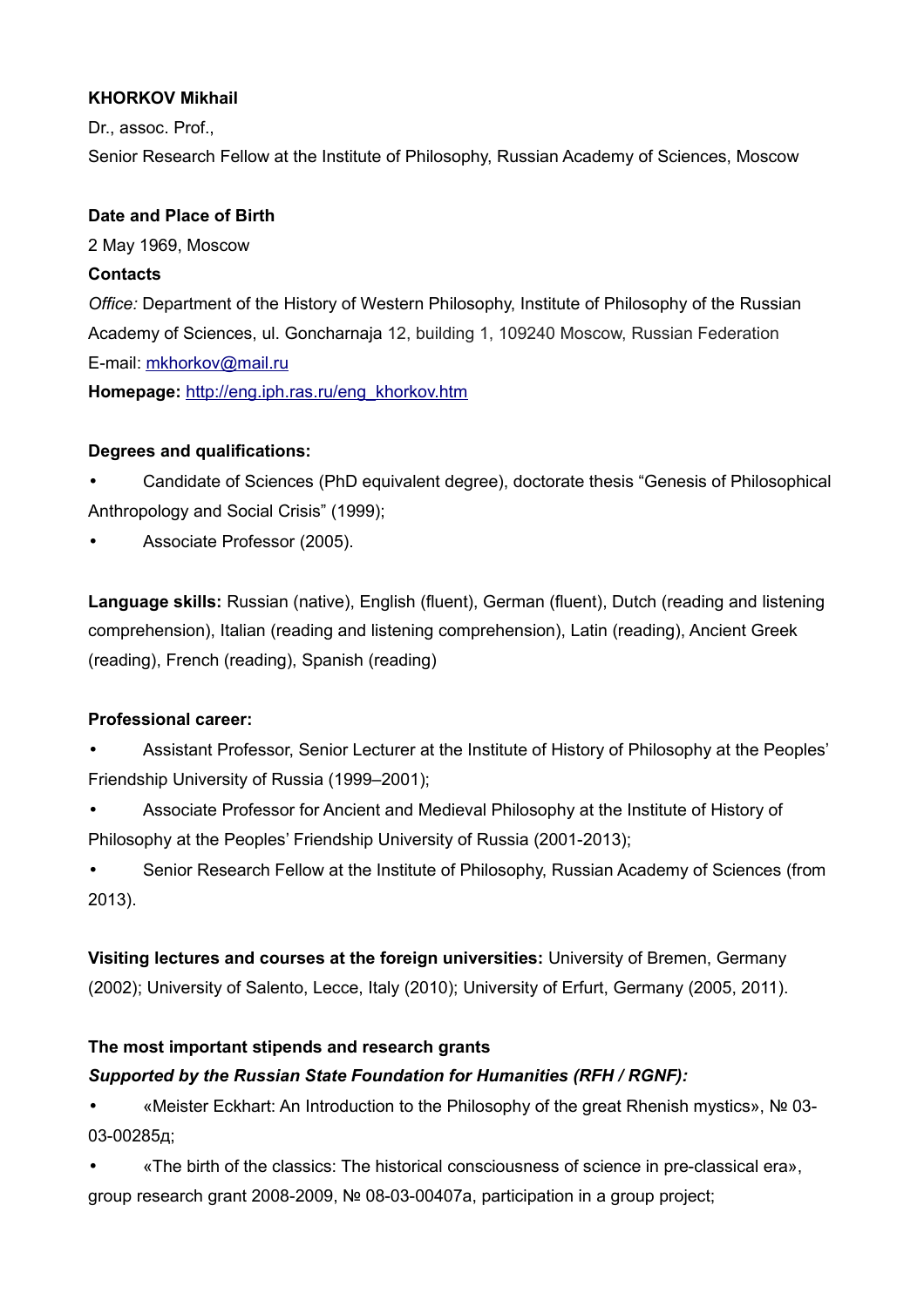**KHORKOV Mikhail**

Dr., assoc. Prof.,

Senior Research Fellow at the Institute of Philosophy, Russian Academy of Sciences, Moscow

**Date and Place of Birth**

2 May 1969, Moscow

**Contacts**

*Office:* Department of the History of Western Philosophy, Institute of Philosophy of the Russian Academy of Sciences, ul. Goncharnaja 12, building 1, 109240 Moscow, Russian Federation

E-mail: mkhorkov@mail.ru

**Homepage:** http://eng.iph.ras.ru/eng_khorkov.htm

**Degrees and qualifications:**

- Candidate of Sciences (PhD equivalent degree), doctorate thesis "Genesis of Philosophical Anthropology and Social Crisis" (1999);
- Associate Professor (2005).

**Language skills:** Russian (native), English (fluent), German (fluent), Dutch (reading and listening comprehension), Italian (reading and listening comprehension), Latin (reading), Ancient Greek (reading), French (reading), Spanish (reading)

**Professional career:**

- Assistant Professor, Senior Lecturer at the Institute of History of Philosophy at the Peoples' Friendship University of Russia (1999–2001);
- Associate Professor for Ancient and Medieval Philosophy at the Institute of History of Philosophy at the Peoples' Friendship University of Russia (2001-2013);
- Senior Research Fellow at the Institute of Philosophy, Russian Academy of Sciences (from 2013).

**Visiting lectures and courses at the foreign universities:** University of Bremen, Germany (2002); University of Salento, Lecce, Italy (2010); University of Erfurt, Germany (2005, 2011).

**The most important stipends and research grants**

***Supported by the Russian State Foundation for Humanities (RFH / RGNF):***

- «Meister Eckhart: An Introduction to the Philosophy of the great Rhenish mystics», № 03-03-00285д;
- «The birth of the classics: The historical consciousness of science in pre-classical era», group research grant 2008-2009, № 08-03-00407a, participation in a group project;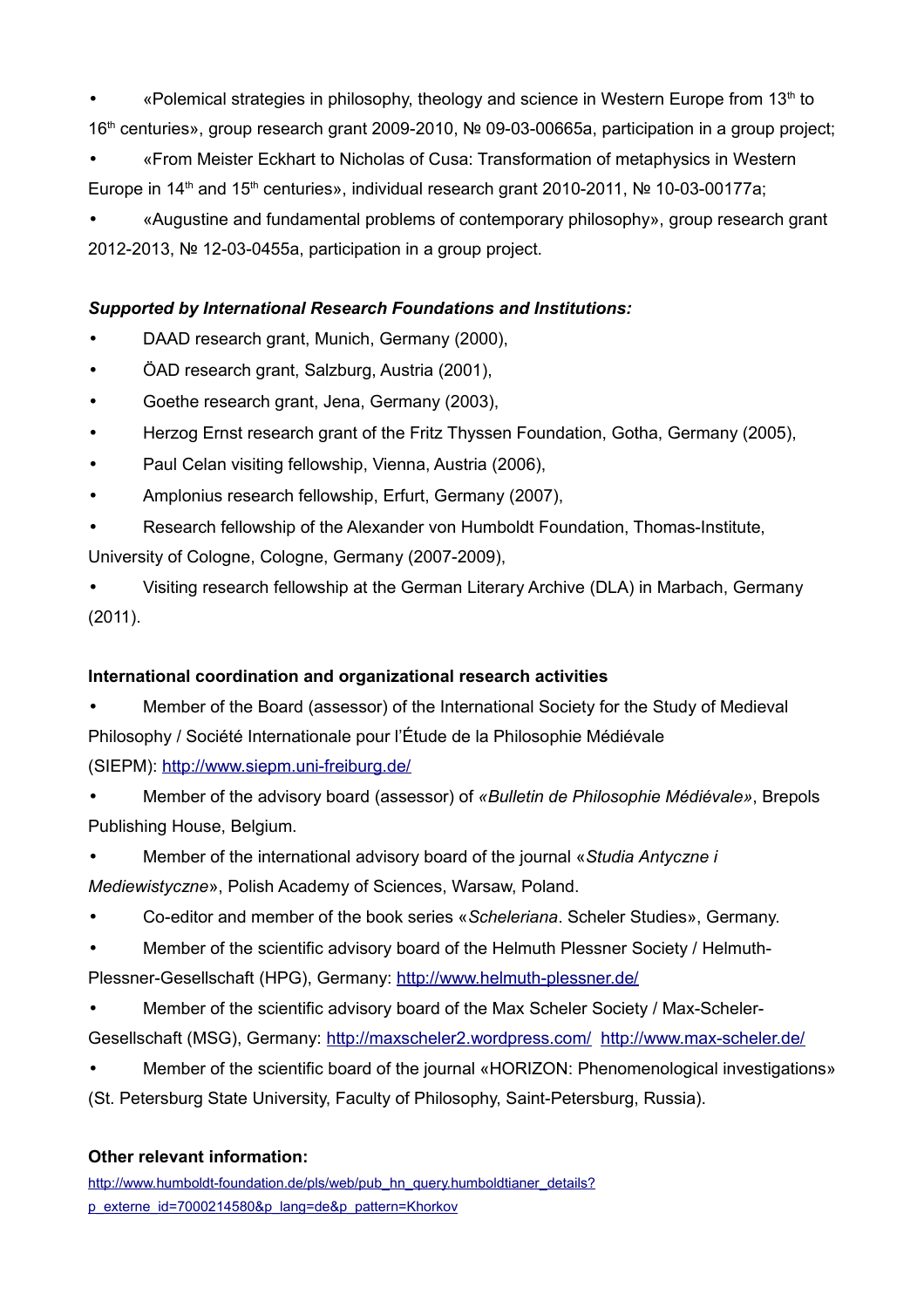- «Polemical strategies in philosophy, theology and science in Western Europe from 13th to 16th centuries», group research grant 2009-2010, № 09-03-00665a, participation in a group project;
- «From Meister Eckhart to Nicholas of Cusa: Transformation of metaphysics in Western Europe in 14th and 15th centuries», individual research grant 2010-2011, № 10-03-00177a;
- «Augustine and fundamental problems of contemporary philosophy», group research grant 2012-2013, № 12-03-0455a, participation in a group project.

***Supported by International Research Foundations and Institutions:***

- DAAD research grant, Munich, Germany (2000),
- ÖAD research grant, Salzburg, Austria (2001),
- Goethe research grant, Jena, Germany (2003),
- Herzog Ernst research grant of the Fritz Thyssen Foundation, Gotha, Germany (2005),
- Paul Celan visiting fellowship, Vienna, Austria (2006),
- Amplonius research fellowship, Erfurt, Germany (2007),
- Research fellowship of the Alexander von Humboldt Foundation, Thomas-Institute, University of Cologne, Cologne, Germany (2007-2009),
- Visiting research fellowship at the German Literary Archive (DLA) in Marbach, Germany (2011).

**International coordination and organizational research activities**

- Member of the Board (assessor) of the International Society for the Study of Medieval Philosophy / Société Internationale pour l'Étude de la Philosophie Médiévale (SIEPM): http://www.siepm.uni-freiburg.de/
- Member of the advisory board (assessor) of *«Bulletin de Philosophie Médiévale»*, Brepols Publishing House, Belgium.
- Member of the international advisory board of the journal «*Studia Antyczne i Mediewistyczne*», Polish Academy of Sciences, Warsaw, Poland.
- Co-editor and member of the book series «*Scheleriana*. Scheler Studies», Germany.
- Member of the scientific advisory board of the Helmuth Plessner Society / Helmuth-Plessner-Gesellschaft (HPG), Germany: http://www.helmuth-plessner.de/
- Member of the scientific advisory board of the Max Scheler Society / Max-Scheler-Gesellschaft (MSG), Germany: http://maxscheler2.wordpress.com/ http://www.max-scheler.de/
- Member of the scientific board of the journal «HORIZON: Phenomenological investigations» (St. Petersburg State University, Faculty of Philosophy, Saint-Petersburg, Russia).

**Other relevant information:**

http://www.humboldt-foundation.de/pls/web/pub_hn_query.humboldtianer_details?p_externe_id=7000214580&p_lang=de&p_pattern=Khorkov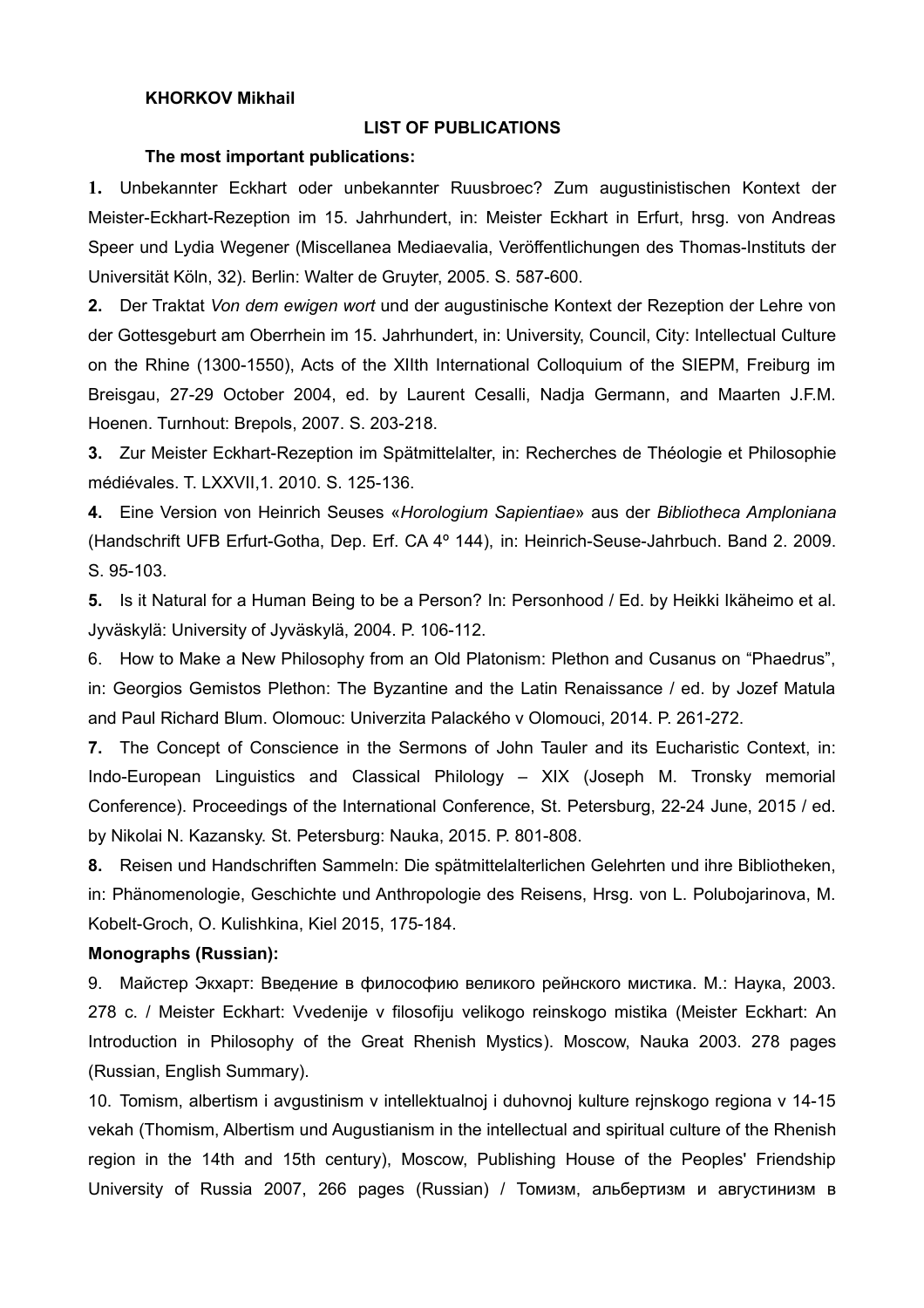**KHORKOV Mikhail**

## LIST OF PUBLICATIONS

### The most important publications:

**1.** Unbekannter Eckhart oder unbekannter Ruusbroec? Zum augustinistischen Kontext der Meister-Eckhart-Rezeption im 15. Jahrhundert, in: Meister Eckhart in Erfurt, hrsg. von Andreas Speer und Lydia Wegener (Miscellanea Mediaevalia, Veröffentlichungen des Thomas-Instituts der Universität Köln, 32). Berlin: Walter de Gruyter, 2005. S. 587-600.

**2.** Der Traktat *Von dem ewigen wort* und der augustinische Kontext der Rezeption der Lehre von der Gottesgeburt am Oberrhein im 15. Jahrhundert, in: University, Council, City: Intellectual Culture on the Rhine (1300-1550), Acts of the XIIth International Colloquium of the SIEPM, Freiburg im Breisgau, 27-29 October 2004, ed. by Laurent Cesalli, Nadja Germann, and Maarten J.F.M. Hoenen. Turnhout: Brepols, 2007. S. 203-218.

**3.** Zur Meister Eckhart-Rezeption im Spätmittelalter, in: Recherches de Théologie et Philosophie médiévales. T. LXXVII,1. 2010. S. 125-136.

**4.** Eine Version von Heinrich Seuses «*Horologium Sapientiae*» aus der *Bibliotheca Amploniana* (Handschrift UFB Erfurt-Gotha, Dep. Erf. CA 4º 144), in: Heinrich-Seuse-Jahrbuch. Band 2. 2009. S. 95-103.

**5.** Is it Natural for a Human Being to be a Person? In: Personhood / Ed. by Heikki Ikäheimo et al. Jyväskylä: University of Jyväskylä, 2004. P. 106-112.

6. How to Make a New Philosophy from an Old Platonism: Plethon and Cusanus on “Phaedrus”, in: Georgios Gemistos Plethon: The Byzantine and the Latin Renaissance / ed. by Jozef Matula and Paul Richard Blum. Olomouc: Univerzita Palackého v Olomouci, 2014. P. 261-272.

**7.** The Concept of Conscience in the Sermons of John Tauler and its Eucharistic Context, in: Indo-European Linguistics and Classical Philology – XIX (Joseph M. Tronsky memorial Conference). Proceedings of the International Conference, St. Petersburg, 22-24 June, 2015 / ed. by Nikolai N. Kazansky. St. Petersburg: Nauka, 2015. P. 801-808.

**8.** Reisen und Handschriften Sammeln: Die spätmittelalterlichen Gelehrten und ihre Bibliotheken, in: Phänomenologie, Geschichte und Anthropologie des Reisens, Hrsg. von L. Polubojarinova, M. Kobelt-Groch, O. Kulishkina, Kiel 2015, 175-184.

### Monographs (Russian):

9. Майстер Экхарт: Введение в философию великого рейнского мистика. М.: Наука, 2003. 278 с. / Meister Eckhart: Vvedenije v filosofiju velikogo reinskogo mistika (Meister Eckhart: An Introduction in Philosophy of the Great Rhenish Mystics). Moscow, Nauka 2003. 278 pages (Russian, English Summary).

10. Tomism, albertism i avgustinism v intellektualnoj i duhovnoj kulture rejnskogo regiona v 14-15 vekah (Thomism, Albertism und Augustianism in the intellectual and spiritual culture of the Rhenish region in the 14th and 15th century), Moscow, Publishing House of the Peoples' Friendship University of Russia 2007, 266 pages (Russian) / Томизм, альбертизм и августинизм в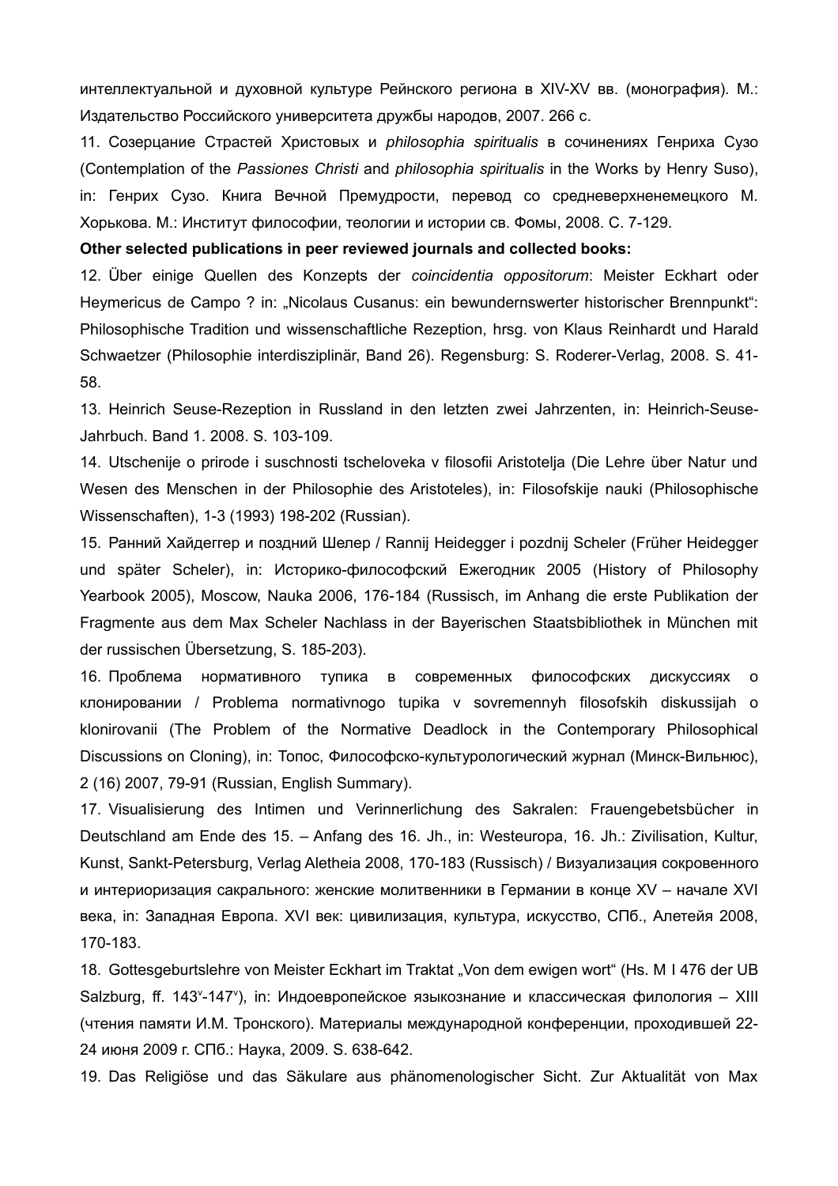интеллектуальной и духовной культуре Рейнского региона в XIV-XV вв. (монография). М.: Издательство Российского университета дружбы народов, 2007. 266 с.

11. Созерцание Страстей Христовых и *philosophia spiritualis* в сочинениях Генриха Сузо (Contemplation of the *Passiones Christi* and *philosophia spiritualis* in the Works by Henry Suso), in: Генрих Сузо. Книга Вечной Премудрости, перевод со средневерхненемецкого М. Хорькова. М.: Институт философии, теологии и истории св. Фомы, 2008. С. 7-129.

**Other selected publications in peer reviewed journals and collected books:**

12. Über einige Quellen des Konzepts der *coincidentia oppositorum*: Meister Eckhart oder Heymericus de Campo ? in: „Nicolaus Cusanus: ein bewundernswerter historischer Brennpunkt": Philosophische Tradition und wissenschaftliche Rezeption, hrsg. von Klaus Reinhardt und Harald Schwaetzer (Philosophie interdisziplinär, Band 26). Regensburg: S. Roderer-Verlag, 2008. S. 41-58.

13. Heinrich Seuse-Rezeption in Russland in den letzten zwei Jahrzenten, in: Heinrich-Seuse-Jahrbuch. Band 1. 2008. S. 103-109.

14. Utschenije o prirode i suschnosti tscheloveka v filosofii Aristotelja (Die Lehre über Natur und Wesen des Menschen in der Philosophie des Aristoteles), in: Filosofskije nauki (Philosophische Wissenschaften), 1-3 (1993) 198-202 (Russian).

15. Ранний Хайдеггер и поздний Шелер / Rannij Heidegger i pozdnij Scheler (Früher Heidegger und später Scheler), in: Историко-философский Ежегодник 2005 (History of Philosophy Yearbook 2005), Moscow, Nauka 2006, 176-184 (Russisch, im Anhang die erste Publikation der Fragmente aus dem Max Scheler Nachlass in der Bayerischen Staatsbibliothek in München mit der russischen Übersetzung, S. 185-203).

16. Проблема нормативного тупика в современных философских дискуссиях о клонировании / Problema normativnogo tupika v sovremennyh filosofskih diskussijah o klonirovanii (The Problem of the Normative Deadlock in the Contemporary Philosophical Discussions on Cloning), in: Топос, Философско-культурологический журнал (Минск-Вильнюс), 2 (16) 2007, 79-91 (Russian, English Summary).

17. Visualisierung des Intimen und Verinnerlichung des Sakralen: Frauengebetsbücher in Deutschland am Ende des 15. – Anfang des 16. Jh., in: Westeuropa, 16. Jh.: Zivilisation, Kultur, Kunst, Sankt-Petersburg, Verlag Aletheia 2008, 170-183 (Russisch) / Визуализация сокровенного и интериоризация сакрального: женские молитвенники в Германии в конце XV – начале XVI века, in: Западная Европа. XVI век: цивилизация, культура, искусство, СПб., Алетейя 2008, 170-183.

18. Gottesgeburtslehre von Meister Eckhart im Traktat „Von dem ewigen wort" (Hs. M I 476 der UB Salzburg, ff. 143$^{v}$-147$^{v}$), in: Индоевропейское языкознание и классическая филология – XIII (чтения памяти И.М. Тронского). Материалы международной конференции, проходившей 22-24 июня 2009 г. СПб.: Наука, 2009. S. 638-642.

19. Das Religiöse und das Säkulare aus phänomenologischer Sicht. Zur Aktualität von Max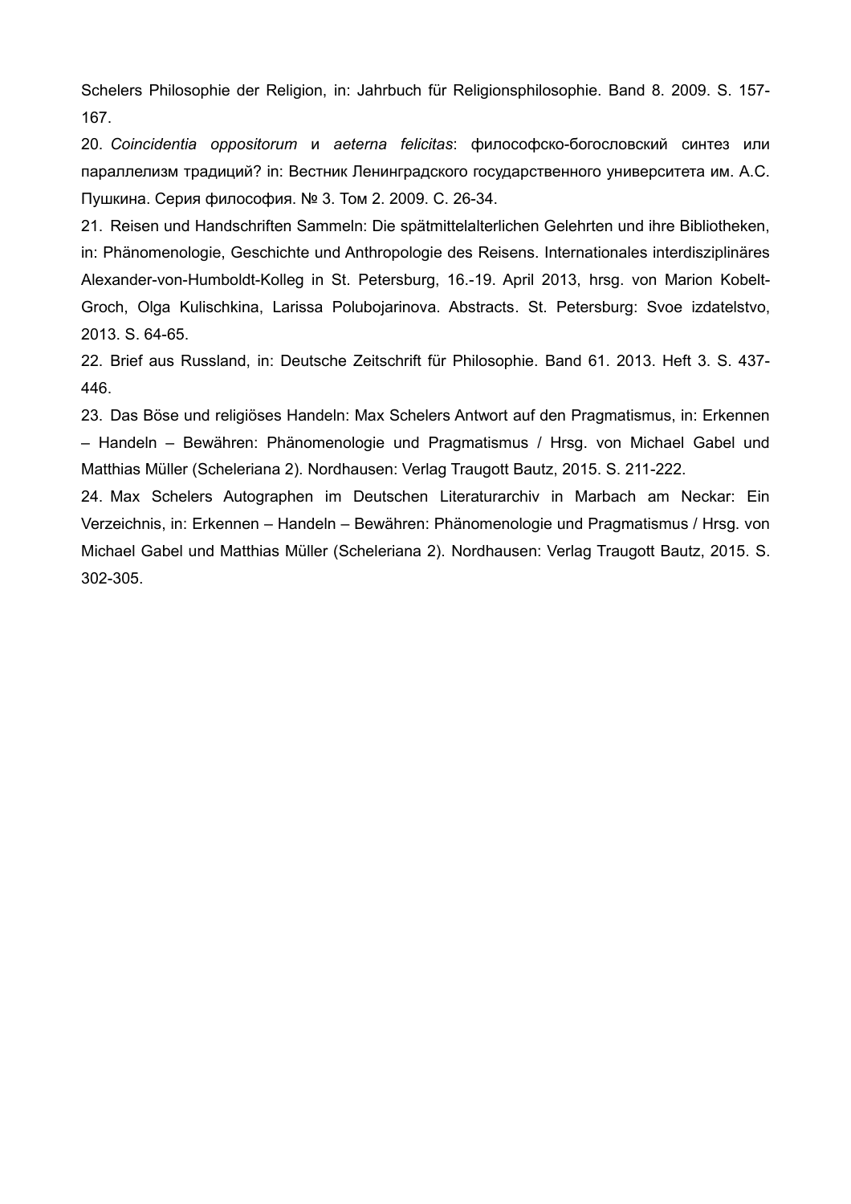Schelers Philosophie der Religion, in: Jahrbuch für Religionsphilosophie. Band 8. 2009. S. 157-167.

20. *Coincidentia oppositorum* и *aeterna felicitas*: философско-богословский синтез или параллелизм традиций? in: Вестник Ленинградского государственного университета им. А.С. Пушкина. Серия философия. № 3. Том 2. 2009. С. 26-34.

21. Reisen und Handschriften Sammeln: Die spätmittelalterlichen Gelehrten und ihre Bibliotheken, in: Phänomenologie, Geschichte und Anthropologie des Reisens. Internationales interdisziplinäres Alexander-von-Humboldt-Kolleg in St. Petersburg, 16.-19. April 2013, hrsg. von Marion Kobelt-Groch, Olga Kulischkina, Larissa Polubojarinova. Abstracts. St. Petersburg: Svoe izdatelstvo, 2013. S. 64-65.

22. Brief aus Russland, in: Deutsche Zeitschrift für Philosophie. Band 61. 2013. Heft 3. S. 437-446.

23. Das Böse und religiöses Handeln: Max Schelers Antwort auf den Pragmatismus, in: Erkennen – Handeln – Bewähren: Phänomenologie und Pragmatismus / Hrsg. von Michael Gabel und Matthias Müller (Scheleriana 2). Nordhausen: Verlag Traugott Bautz, 2015. S. 211-222.

24. Max Schelers Autographen im Deutschen Literaturarchiv in Marbach am Neckar: Ein Verzeichnis, in: Erkennen – Handeln – Bewähren: Phänomenologie und Pragmatismus / Hrsg. von Michael Gabel und Matthias Müller (Scheleriana 2). Nordhausen: Verlag Traugott Bautz, 2015. S. 302-305.